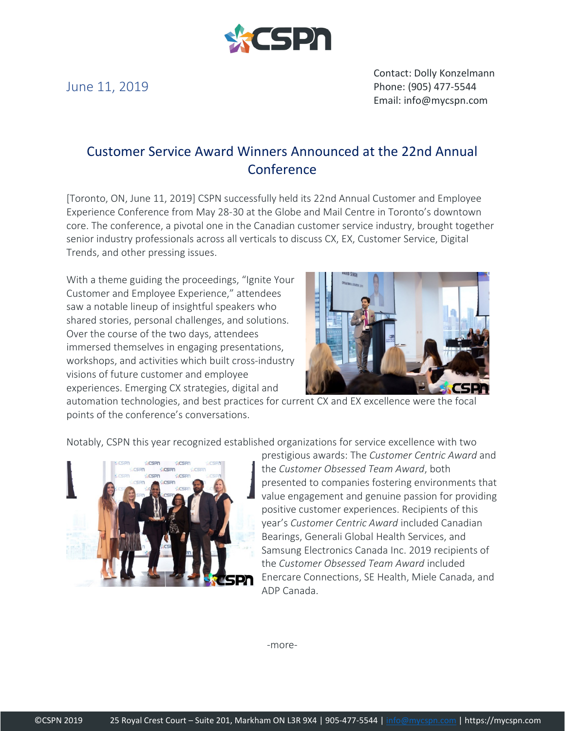June 11, 2019

Contact: Dolly Konzelmann
Phone: (905) 477-5544
Email: info@mycspn.com

# Customer Service Award Winners Announced at the 22nd Annual Conference

[Toronto, ON, June 11, 2019] CSPN successfully held its 22nd Annual Customer and Employee Experience Conference from May 28-30 at the Globe and Mail Centre in Toronto's downtown core. The conference, a pivotal one in the Canadian customer service industry, brought together senior industry professionals across all verticals to discuss CX, EX, Customer Service, Digital Trends, and other pressing issues.

With a theme guiding the proceedings, "Ignite Your Customer and Employee Experience," attendees saw a notable lineup of insightful speakers who shared stories, personal challenges, and solutions. Over the course of the two days, attendees immersed themselves in engaging presentations, workshops, and activities which built cross-industry visions of future customer and employee experiences. Emerging CX strategies, digital and automation technologies, and best practices for current CX and EX excellence were the focal points of the conference's conversations.

Notably, CSPN this year recognized established organizations for service excellence with two prestigious awards: The *Customer Centric Award* and the *Customer Obsessed Team Award*, both presented to companies fostering environments that value engagement and genuine passion for providing positive customer experiences. Recipients of this year's *Customer Centric Award* included Canadian Bearings, Generali Global Health Services, and Samsung Electronics Canada Inc. 2019 recipients of the *Customer Obsessed Team Award* included Enercare Connections, SE Health, Miele Canada, and ADP Canada.

-more-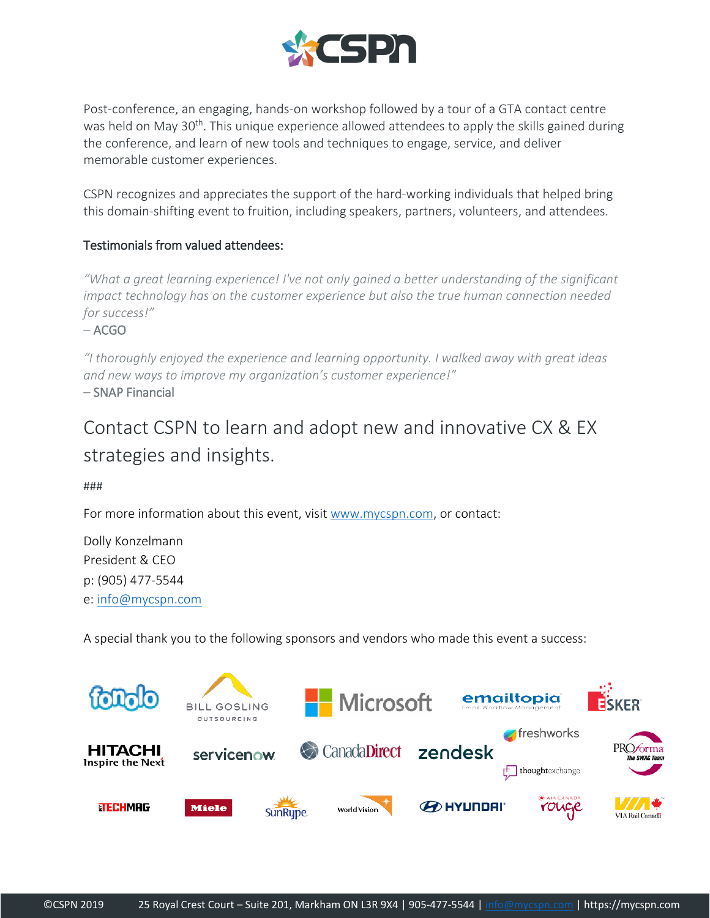Post-conference, an engaging, hands-on workshop followed by a tour of a GTA contact centre was held on May 30th. This unique experience allowed attendees to apply the skills gained during the conference, and learn of new tools and techniques to engage, service, and deliver memorable customer experiences.

CSPN recognizes and appreciates the support of the hard-working individuals that helped bring this domain-shifting event to fruition, including speakers, partners, volunteers, and attendees.

Testimonials from valued attendees:

*"What a great learning experience! I've not only gained a better understanding of the significant impact technology has on the customer experience but also the true human connection needed for success!"*
– ACGO

*"I thoroughly enjoyed the experience and learning opportunity. I walked away with great ideas and new ways to improve my organization's customer experience!"*
– SNAP Financial

## Contact CSPN to learn and adopt new and innovative CX & EX strategies and insights.

###

For more information about this event, visit www.mycspn.com, or contact:

Dolly Konzelmann
President & CEO
p: (905) 477-5544
e: info@mycspn.com

A special thank you to the following sponsors and vendors who made this event a success:

fonolo, Bill Gosling Outsourcing, Microsoft, emailtopia, Esker, Hitachi, servicenow, CanadaDirect, zendesk, freshworks, thoughtexchange, Proforma, TechMag, Miele, SunRype, World Vision, Hyundai, Air Canada rouge, VIA Rail Canada

©CSPN 2019 25 Royal Crest Court – Suite 201, Markham ON L3R 9X4 | 905-477-5544 | info@mycspn.com | https://mycspn.com